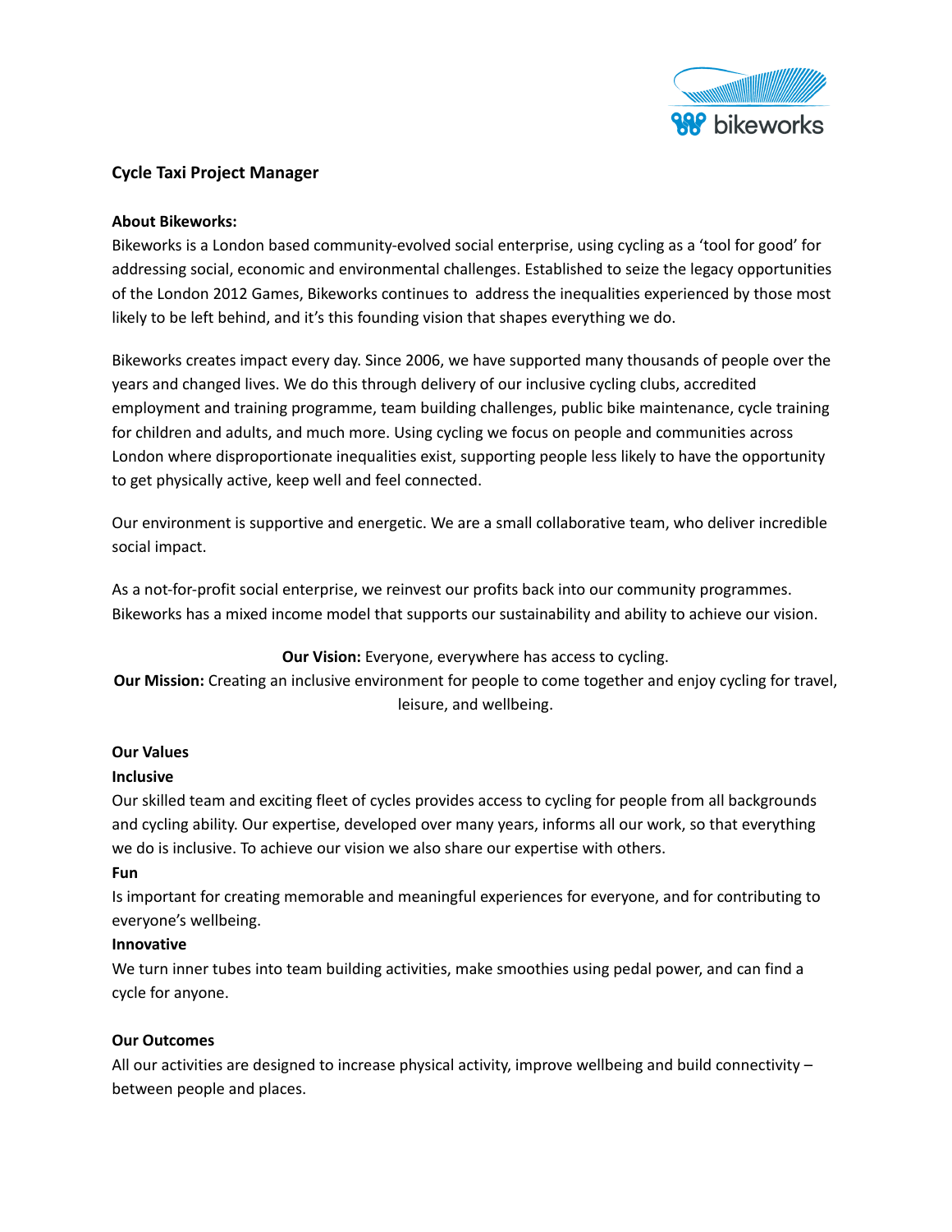# Cycle Taxi Project Manager

**About Bikeworks:**

Bikeworks is a London based community-evolved social enterprise, using cycling as a 'tool for good' for addressing social, economic and environmental challenges. Established to seize the legacy opportunities of the London 2012 Games, Bikeworks continues to address the inequalities experienced by those most likely to be left behind, and it's this founding vision that shapes everything we do.

Bikeworks creates impact every day. Since 2006, we have supported many thousands of people over the years and changed lives. We do this through delivery of our inclusive cycling clubs, accredited employment and training programme, team building challenges, public bike maintenance, cycle training for children and adults, and much more. Using cycling we focus on people and communities across London where disproportionate inequalities exist, supporting people less likely to have the opportunity to get physically active, keep well and feel connected.

Our environment is supportive and energetic. We are a small collaborative team, who deliver incredible social impact.

As a not-for-profit social enterprise, we reinvest our profits back into our community programmes. Bikeworks has a mixed income model that supports our sustainability and ability to achieve our vision.

**Our Vision:** Everyone, everywhere has access to cycling.

**Our Mission:** Creating an inclusive environment for people to come together and enjoy cycling for travel, leisure, and wellbeing.

**Our Values**

**Inclusive**

Our skilled team and exciting fleet of cycles provides access to cycling for people from all backgrounds and cycling ability. Our expertise, developed over many years, informs all our work, so that everything we do is inclusive. To achieve our vision we also share our expertise with others.

**Fun**

Is important for creating memorable and meaningful experiences for everyone, and for contributing to everyone's wellbeing.

**Innovative**

We turn inner tubes into team building activities, make smoothies using pedal power, and can find a cycle for anyone.

**Our Outcomes**

All our activities are designed to increase physical activity, improve wellbeing and build connectivity – between people and places.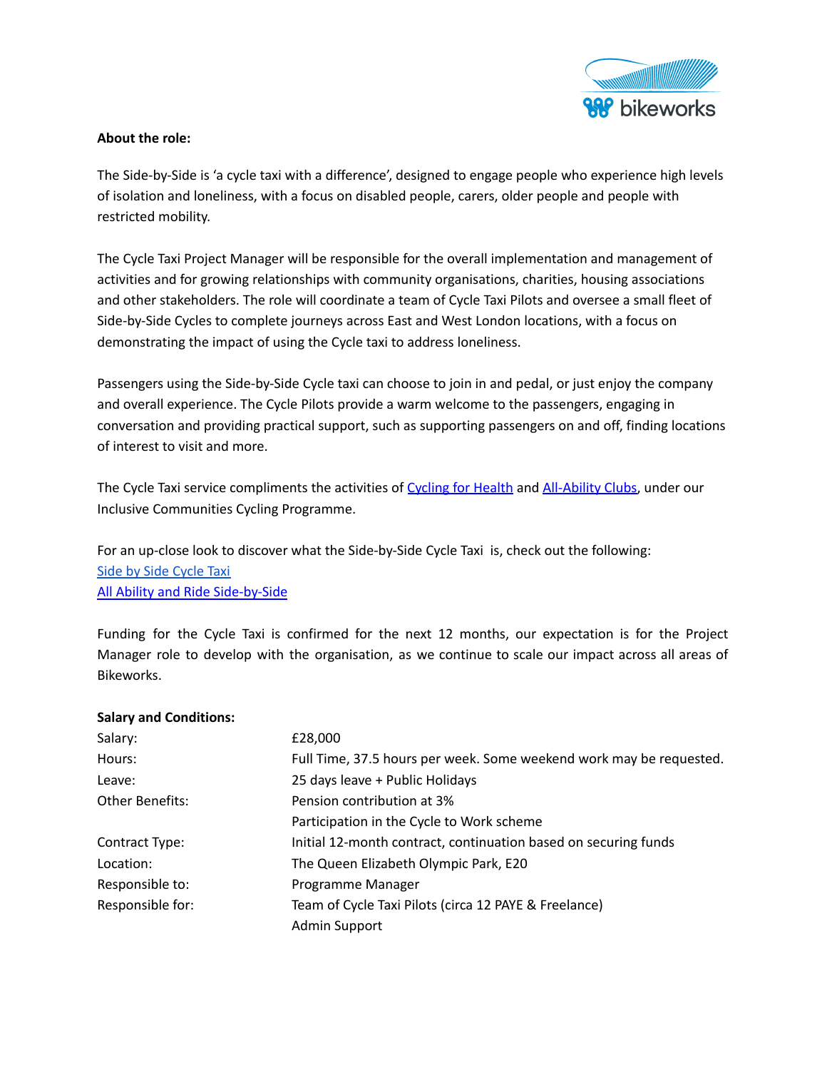**About the role:**

The Side-by-Side is 'a cycle taxi with a difference', designed to engage people who experience high levels of isolation and loneliness, with a focus on disabled people, carers, older people and people with restricted mobility.

The Cycle Taxi Project Manager will be responsible for the overall implementation and management of activities and for growing relationships with community organisations, charities, housing associations and other stakeholders. The role will coordinate a team of Cycle Taxi Pilots and oversee a small fleet of Side-by-Side Cycles to complete journeys across East and West London locations, with a focus on demonstrating the impact of using the Cycle taxi to address loneliness.

Passengers using the Side-by-Side Cycle taxi can choose to join in and pedal, or just enjoy the company and overall experience. The Cycle Pilots provide a warm welcome to the passengers, engaging in conversation and providing practical support, such as supporting passengers on and off, finding locations of interest to visit and more.

The Cycle Taxi service compliments the activities of Cycling for Health and All-Ability Clubs, under our Inclusive Communities Cycling Programme.

For an up-close look to discover what the Side-by-Side Cycle Taxi is, check out the following:
Side by Side Cycle Taxi
All Ability and Ride Side-by-Side

Funding for the Cycle Taxi is confirmed for the next 12 months, our expectation is for the Project Manager role to develop with the organisation, as we continue to scale our impact across all areas of Bikeworks.

**Salary and Conditions:**

| | |
|---|---|
| Salary: | £28,000 |
| Hours: | Full Time, 37.5 hours per week. Some weekend work may be requested. |
| Leave: | 25 days leave + Public Holidays |
| Other Benefits: | Pension contribution at 3%<br>Participation in the Cycle to Work scheme |
| Contract Type: | Initial 12-month contract, continuation based on securing funds |
| Location: | The Queen Elizabeth Olympic Park, E20 |
| Responsible to: | Programme Manager |
| Responsible for: | Team of Cycle Taxi Pilots (circa 12 PAYE & Freelance)<br>Admin Support |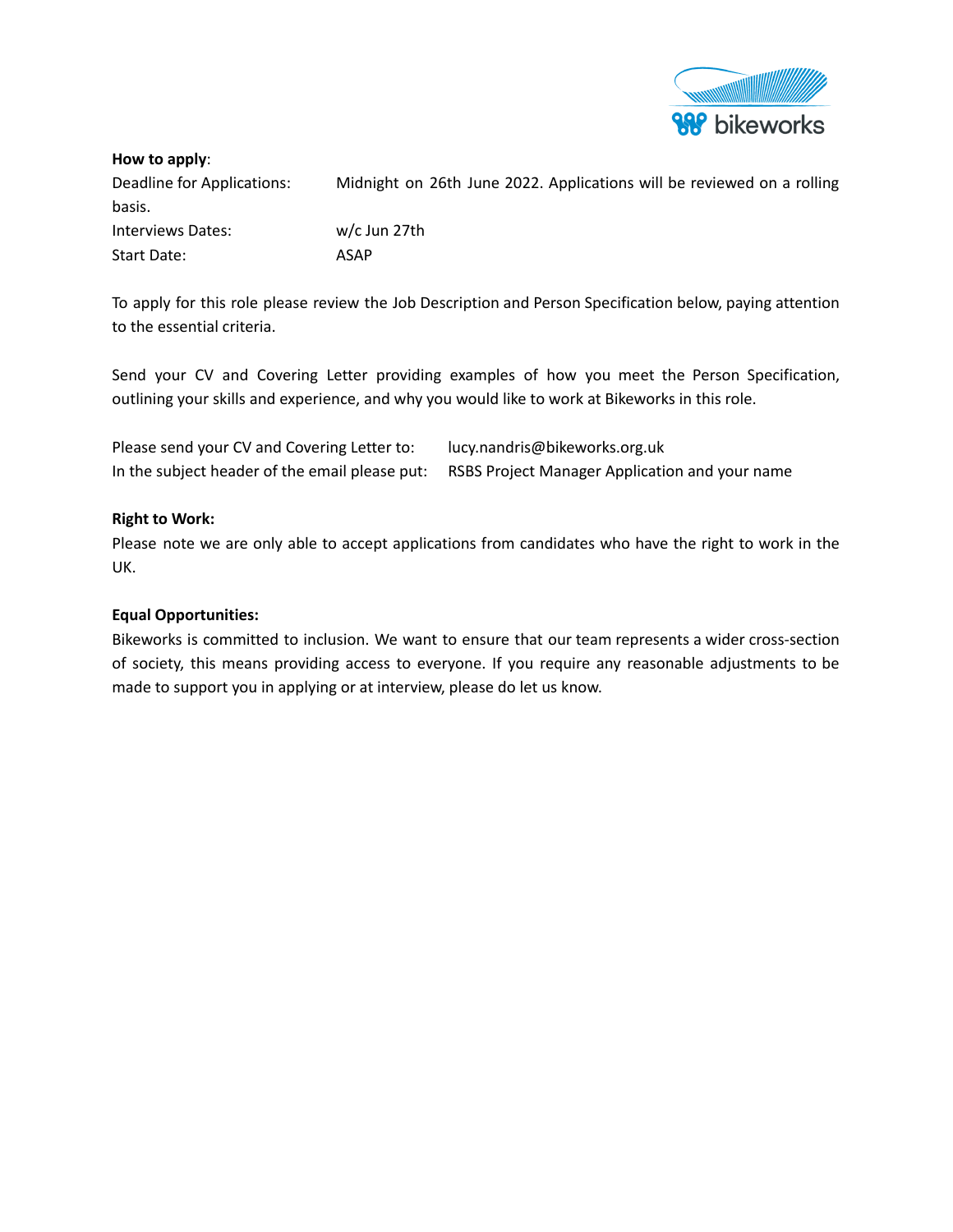**How to apply**:

Deadline for Applications: Midnight on 26th June 2022. Applications will be reviewed on a rolling basis.

Interviews Dates: w/c Jun 27th

Start Date: ASAP

To apply for this role please review the Job Description and Person Specification below, paying attention to the essential criteria.

Send your CV and Covering Letter providing examples of how you meet the Person Specification, outlining your skills and experience, and why you would like to work at Bikeworks in this role.

Please send your CV and Covering Letter to: lucy.nandris@bikeworks.org.uk

In the subject header of the email please put: RSBS Project Manager Application and your name

**Right to Work:**

Please note we are only able to accept applications from candidates who have the right to work in the UK.

**Equal Opportunities:**

Bikeworks is committed to inclusion. We want to ensure that our team represents a wider cross-section of society, this means providing access to everyone. If you require any reasonable adjustments to be made to support you in applying or at interview, please do let us know.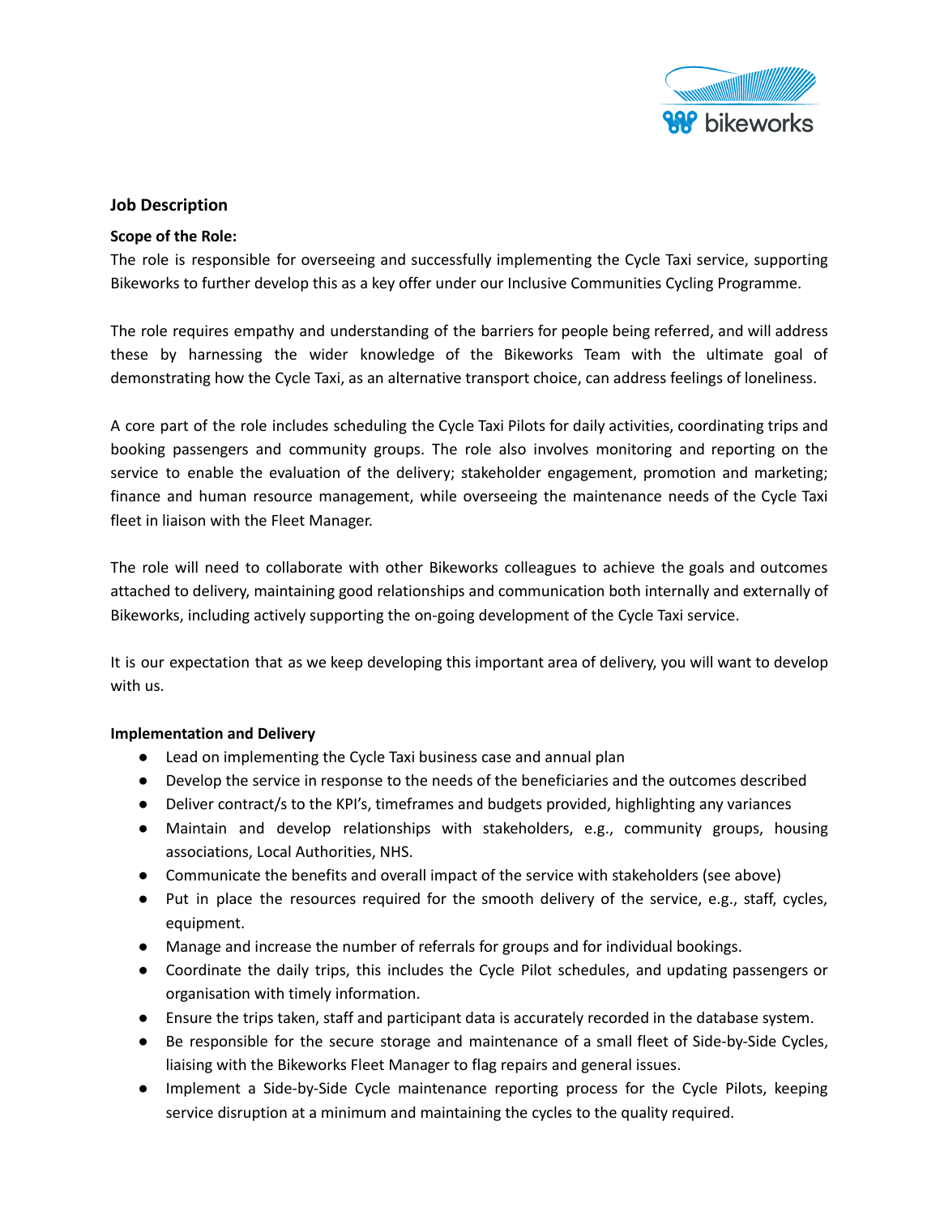## Job Description

**Scope of the Role:**

The role is responsible for overseeing and successfully implementing the Cycle Taxi service, supporting Bikeworks to further develop this as a key offer under our Inclusive Communities Cycling Programme.

The role requires empathy and understanding of the barriers for people being referred, and will address these by harnessing the wider knowledge of the Bikeworks Team with the ultimate goal of demonstrating how the Cycle Taxi, as an alternative transport choice, can address feelings of loneliness.

A core part of the role includes scheduling the Cycle Taxi Pilots for daily activities, coordinating trips and booking passengers and community groups. The role also involves monitoring and reporting on the service to enable the evaluation of the delivery; stakeholder engagement, promotion and marketing; finance and human resource management, while overseeing the maintenance needs of the Cycle Taxi fleet in liaison with the Fleet Manager.

The role will need to collaborate with other Bikeworks colleagues to achieve the goals and outcomes attached to delivery, maintaining good relationships and communication both internally and externally of Bikeworks, including actively supporting the on-going development of the Cycle Taxi service.

It is our expectation that as we keep developing this important area of delivery, you will want to develop with us.

**Implementation and Delivery**

- Lead on implementing the Cycle Taxi business case and annual plan
- Develop the service in response to the needs of the beneficiaries and the outcomes described
- Deliver contract/s to the KPI's, timeframes and budgets provided, highlighting any variances
- Maintain and develop relationships with stakeholders, e.g., community groups, housing associations, Local Authorities, NHS.
- Communicate the benefits and overall impact of the service with stakeholders (see above)
- Put in place the resources required for the smooth delivery of the service, e.g., staff, cycles, equipment.
- Manage and increase the number of referrals for groups and for individual bookings.
- Coordinate the daily trips, this includes the Cycle Pilot schedules, and updating passengers or organisation with timely information.
- Ensure the trips taken, staff and participant data is accurately recorded in the database system.
- Be responsible for the secure storage and maintenance of a small fleet of Side-by-Side Cycles, liaising with the Bikeworks Fleet Manager to flag repairs and general issues.
- Implement a Side-by-Side Cycle maintenance reporting process for the Cycle Pilots, keeping service disruption at a minimum and maintaining the cycles to the quality required.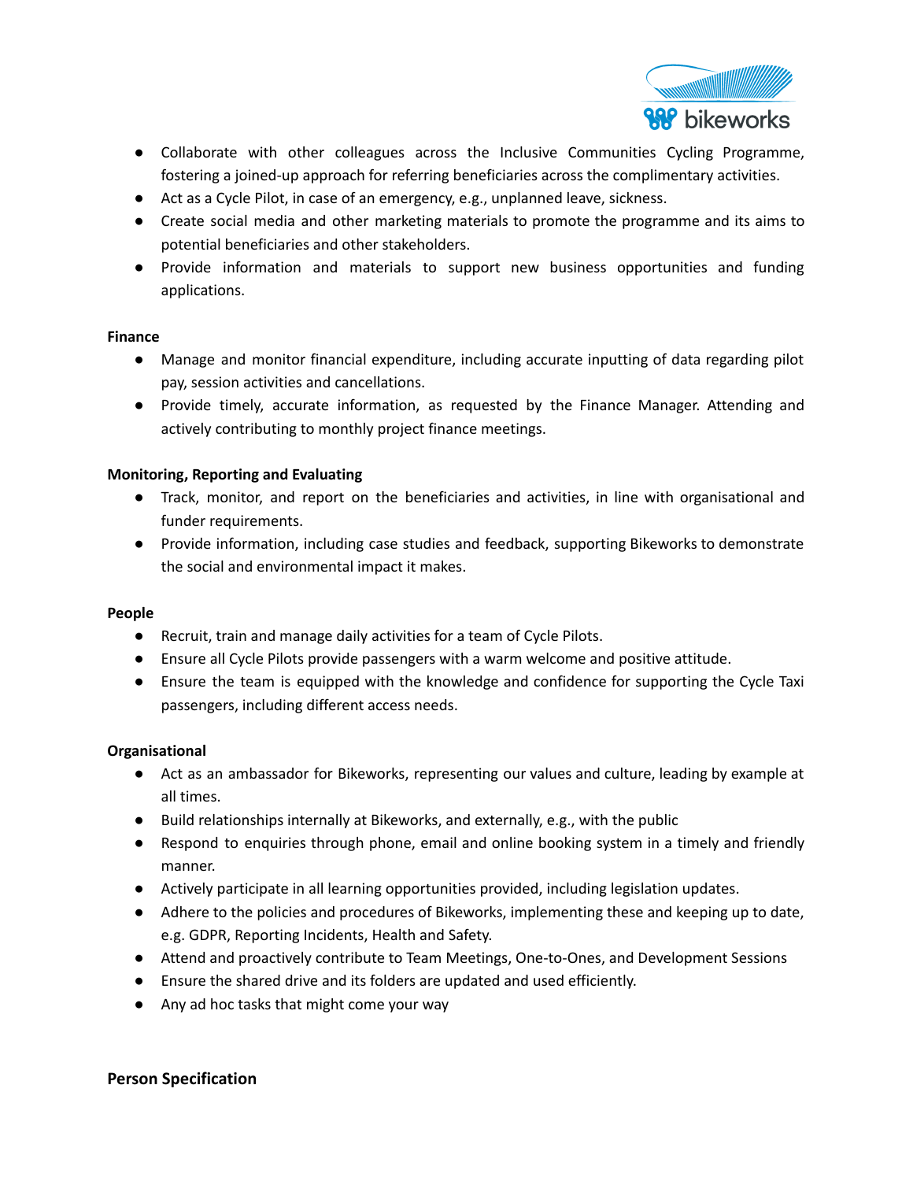- Collaborate with other colleagues across the Inclusive Communities Cycling Programme, fostering a joined-up approach for referring beneficiaries across the complimentary activities.
- Act as a Cycle Pilot, in case of an emergency, e.g., unplanned leave, sickness.
- Create social media and other marketing materials to promote the programme and its aims to potential beneficiaries and other stakeholders.
- Provide information and materials to support new business opportunities and funding applications.

**Finance**

- Manage and monitor financial expenditure, including accurate inputting of data regarding pilot pay, session activities and cancellations.
- Provide timely, accurate information, as requested by the Finance Manager. Attending and actively contributing to monthly project finance meetings.

**Monitoring, Reporting and Evaluating**

- Track, monitor, and report on the beneficiaries and activities, in line with organisational and funder requirements.
- Provide information, including case studies and feedback, supporting Bikeworks to demonstrate the social and environmental impact it makes.

**People**

- Recruit, train and manage daily activities for a team of Cycle Pilots.
- Ensure all Cycle Pilots provide passengers with a warm welcome and positive attitude.
- Ensure the team is equipped with the knowledge and confidence for supporting the Cycle Taxi passengers, including different access needs.

**Organisational**

- Act as an ambassador for Bikeworks, representing our values and culture, leading by example at all times.
- Build relationships internally at Bikeworks, and externally, e.g., with the public
- Respond to enquiries through phone, email and online booking system in a timely and friendly manner.
- Actively participate in all learning opportunities provided, including legislation updates.
- Adhere to the policies and procedures of Bikeworks, implementing these and keeping up to date, e.g. GDPR, Reporting Incidents, Health and Safety.
- Attend and proactively contribute to Team Meetings, One-to-Ones, and Development Sessions
- Ensure the shared drive and its folders are updated and used efficiently.
- Any ad hoc tasks that might come your way

## Person Specification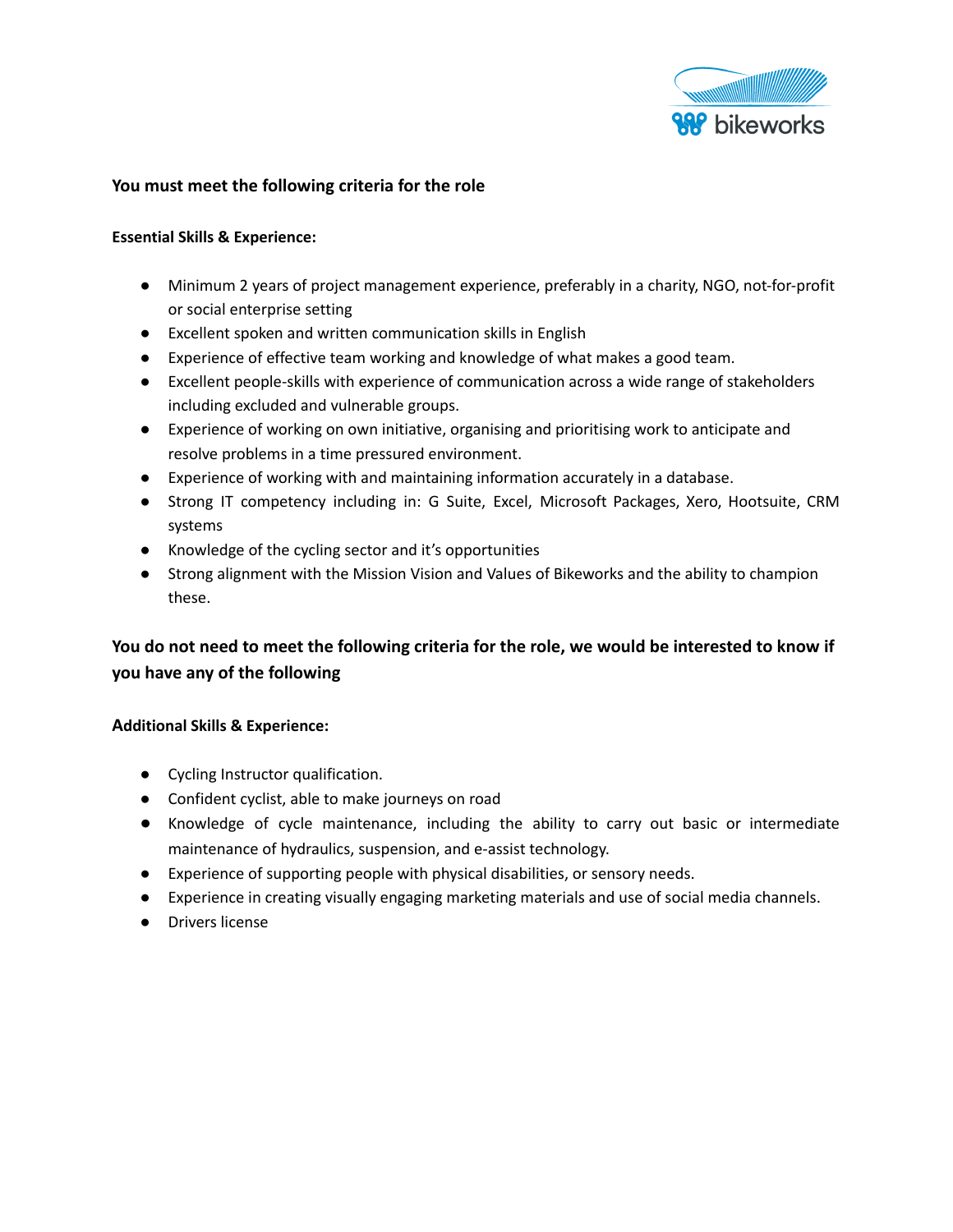**You must meet the following criteria for the role**

**Essential Skills & Experience:**

- Minimum 2 years of project management experience, preferably in a charity, NGO, not-for-profit or social enterprise setting
- Excellent spoken and written communication skills in English
- Experience of effective team working and knowledge of what makes a good team.
- Excellent people-skills with experience of communication across a wide range of stakeholders including excluded and vulnerable groups.
- Experience of working on own initiative, organising and prioritising work to anticipate and resolve problems in a time pressured environment.
- Experience of working with and maintaining information accurately in a database.
- Strong IT competency including in: G Suite, Excel, Microsoft Packages, Xero, Hootsuite, CRM systems
- Knowledge of the cycling sector and it's opportunities
- Strong alignment with the Mission Vision and Values of Bikeworks and the ability to champion these.

**You do not need to meet the following criteria for the role, we would be interested to know if you have any of the following**

**Additional Skills & Experience:**

- Cycling Instructor qualification.
- Confident cyclist, able to make journeys on road
- Knowledge of cycle maintenance, including the ability to carry out basic or intermediate maintenance of hydraulics, suspension, and e-assist technology.
- Experience of supporting people with physical disabilities, or sensory needs.
- Experience in creating visually engaging marketing materials and use of social media channels.
- Drivers license